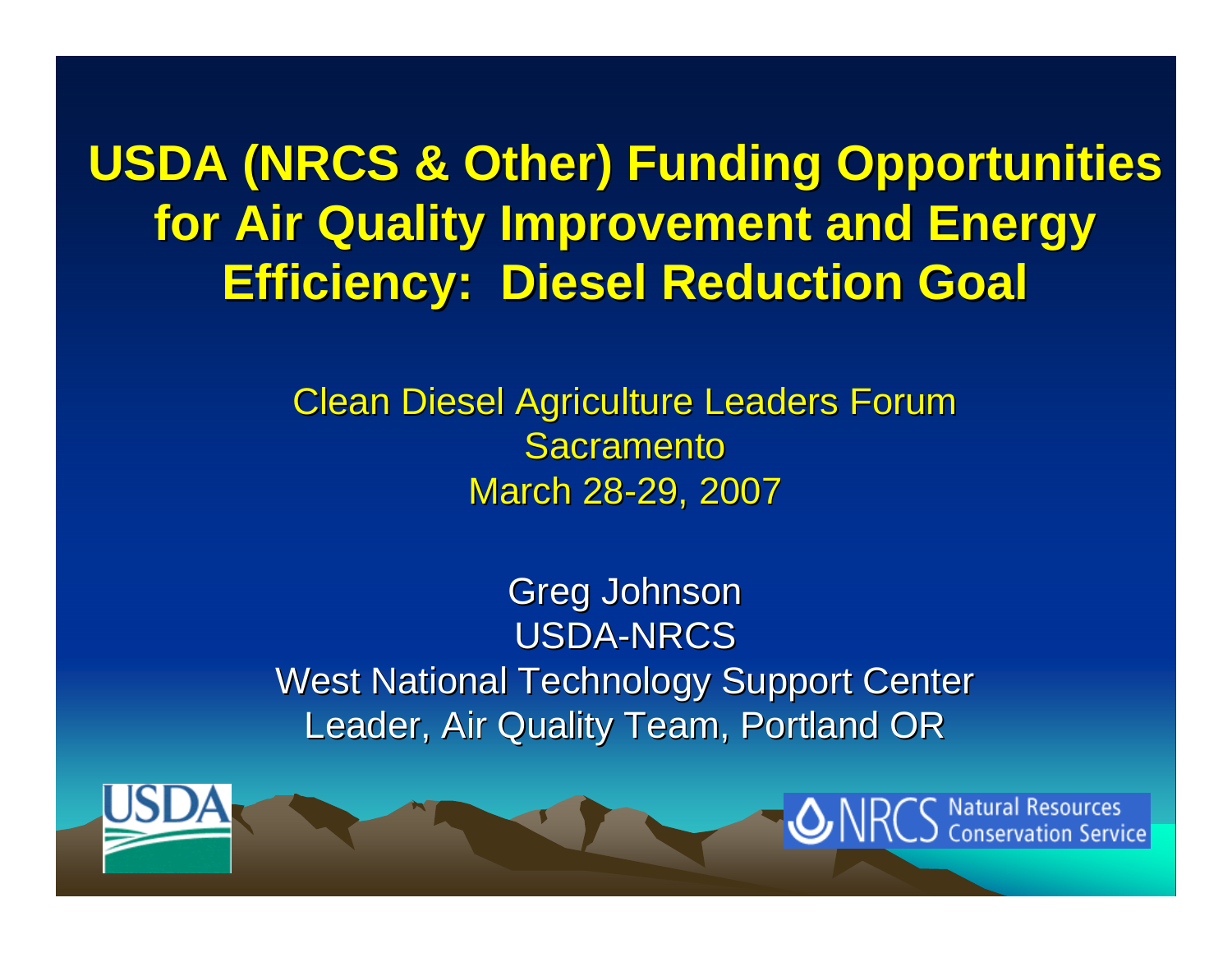# USDA (NRCS & Other) Funding Opportunities for Air Quality Improvement and Energy Efficiency: Diesel Reduction Goal

Clean Diesel Agriculture Leaders Forum
Sacramento
March 28-29, 2007

Greg Johnson
USDA-NRCS
West National Technology Support Center
Leader, Air Quality Team, Portland OR

USDA

NRCS Natural Resources Conservation Service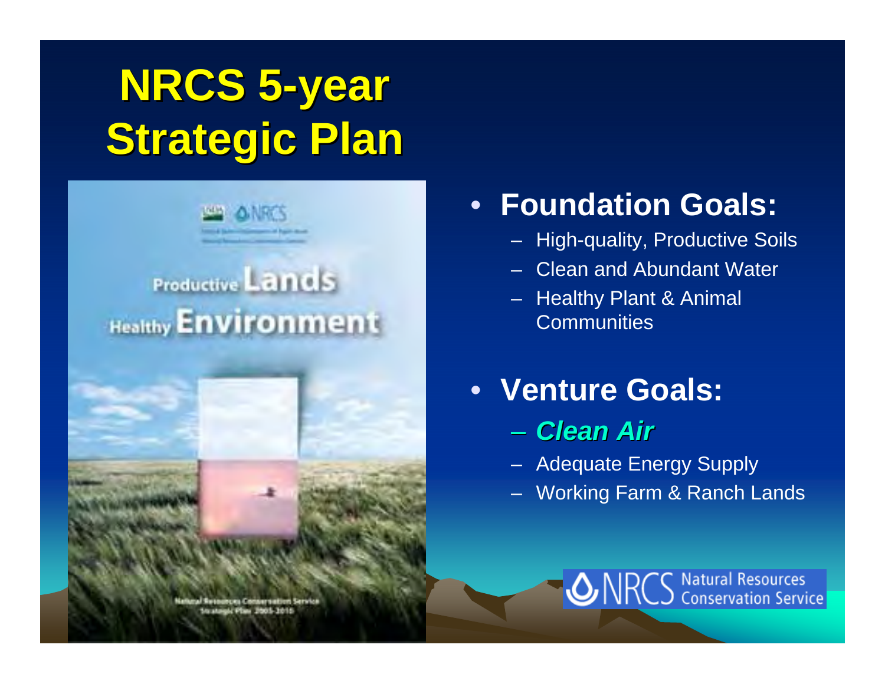# NRCS 5-year Strategic Plan

- **Foundation Goals:**
  - High-quality, Productive Soils
  - Clean and Abundant Water
  - Healthy Plant & Animal Communities
- **Venture Goals:**
  - ***Clean Air***
  - Adequate Energy Supply
  - Working Farm & Ranch Lands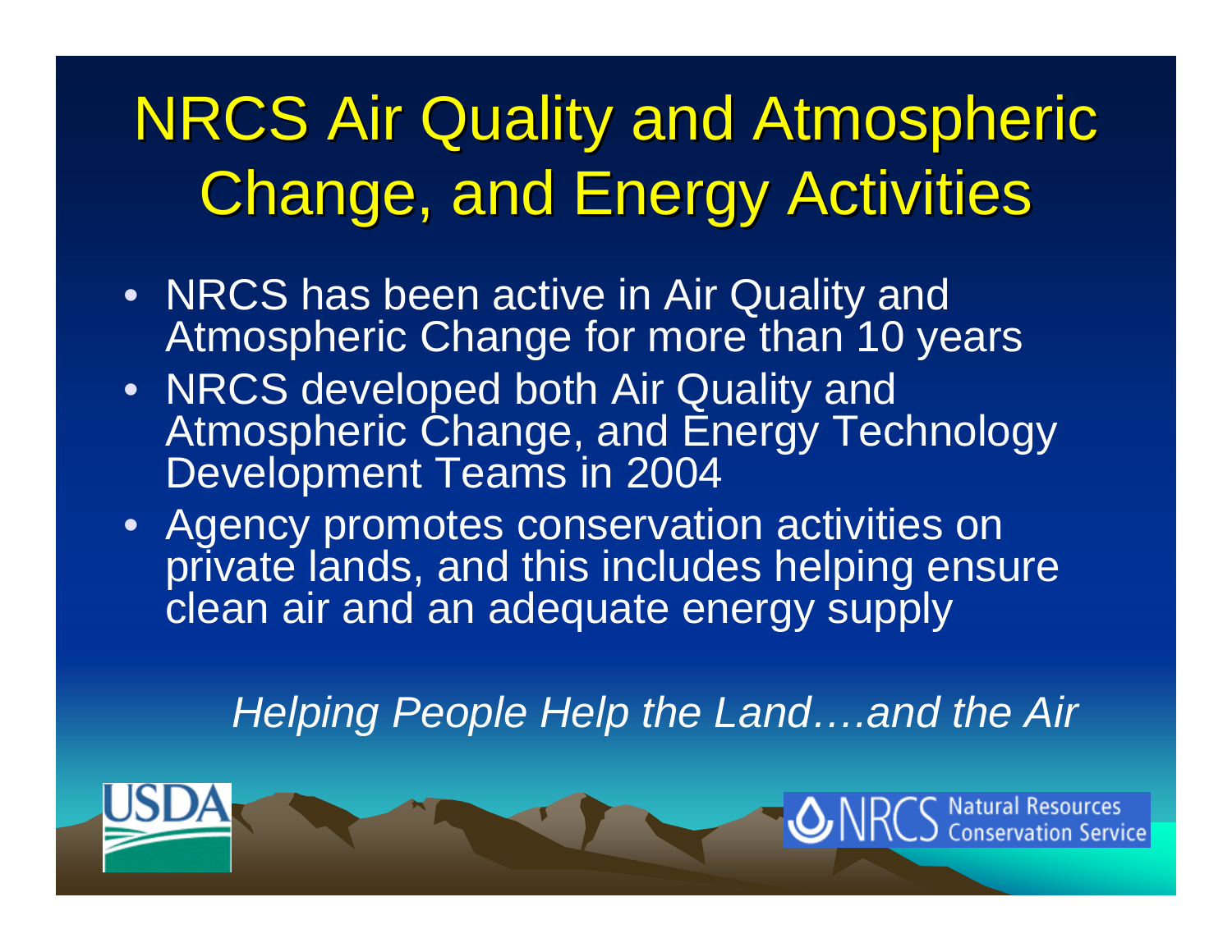# NRCS Air Quality and Atmospheric Change, and Energy Activities

- NRCS has been active in Air Quality and Atmospheric Change for more than 10 years
- NRCS developed both Air Quality and Atmospheric Change, and Energy Technology Development Teams in 2004
- Agency promotes conservation activities on private lands, and this includes helping ensure clean air and an adequate energy supply

*Helping People Help the Land….and the Air*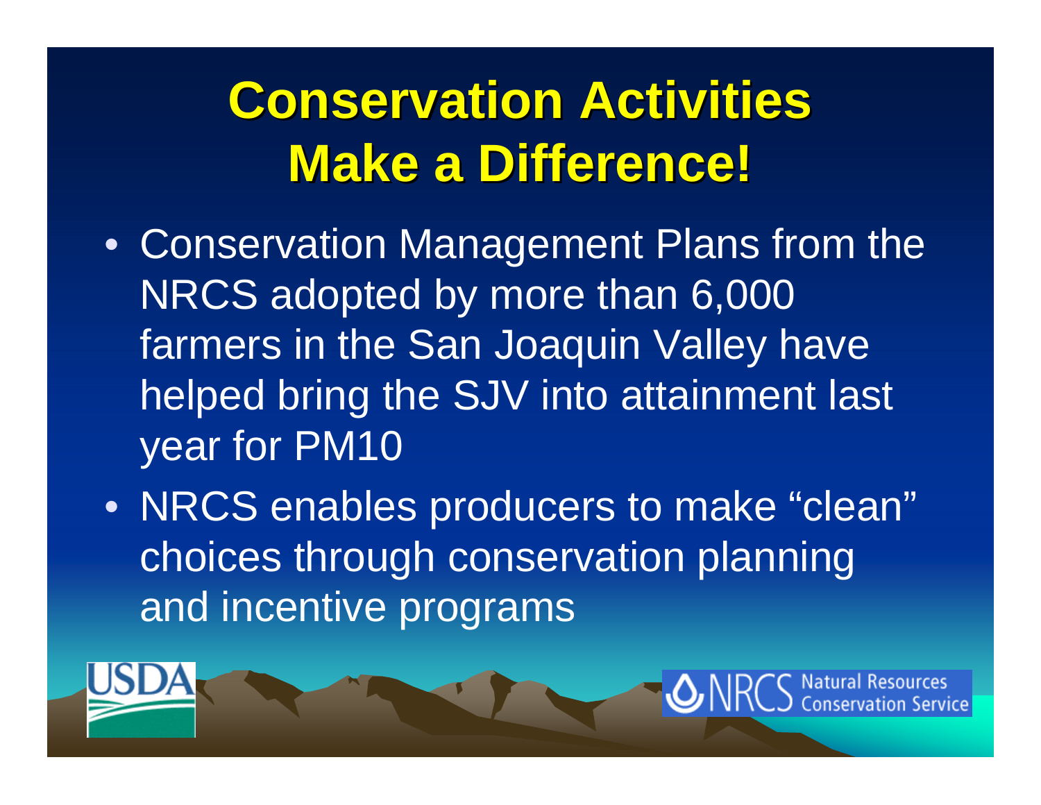# Conservation Activities Make a Difference!

- Conservation Management Plans from the NRCS adopted by more than 6,000 farmers in the San Joaquin Valley have helped bring the SJV into attainment last year for PM10
- NRCS enables producers to make “clean” choices through conservation planning and incentive programs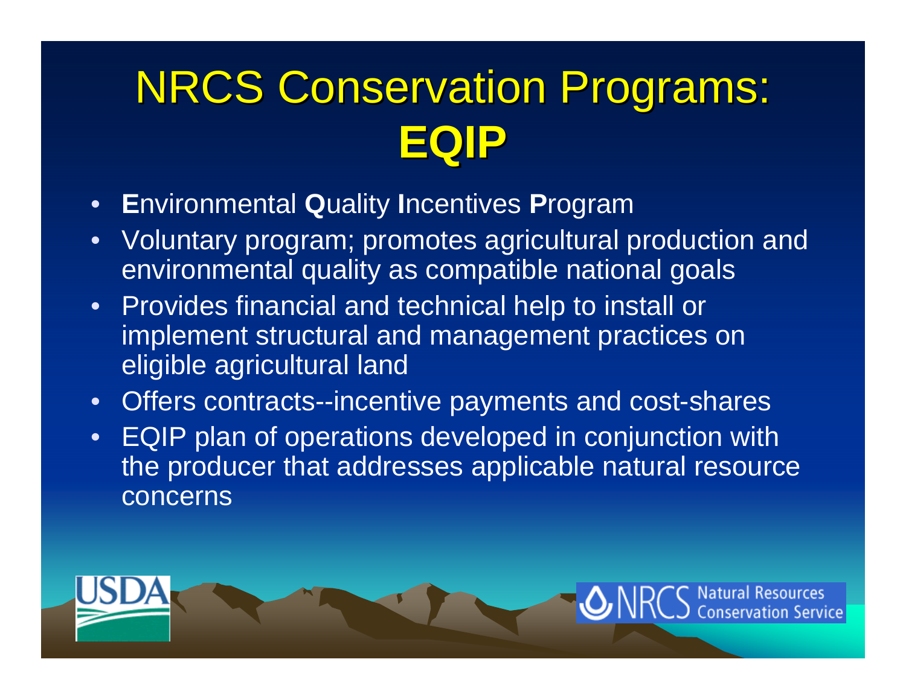# NRCS Conservation Programs: **EQIP**

- **E**nvironmental **Q**uality **I**ncentives **P**rogram
- Voluntary program; promotes agricultural production and environmental quality as compatible national goals
- Provides financial and technical help to install or implement structural and management practices on eligible agricultural land
- Offers contracts--incentive payments and cost-shares
- EQIP plan of operations developed in conjunction with the producer that addresses applicable natural resource concerns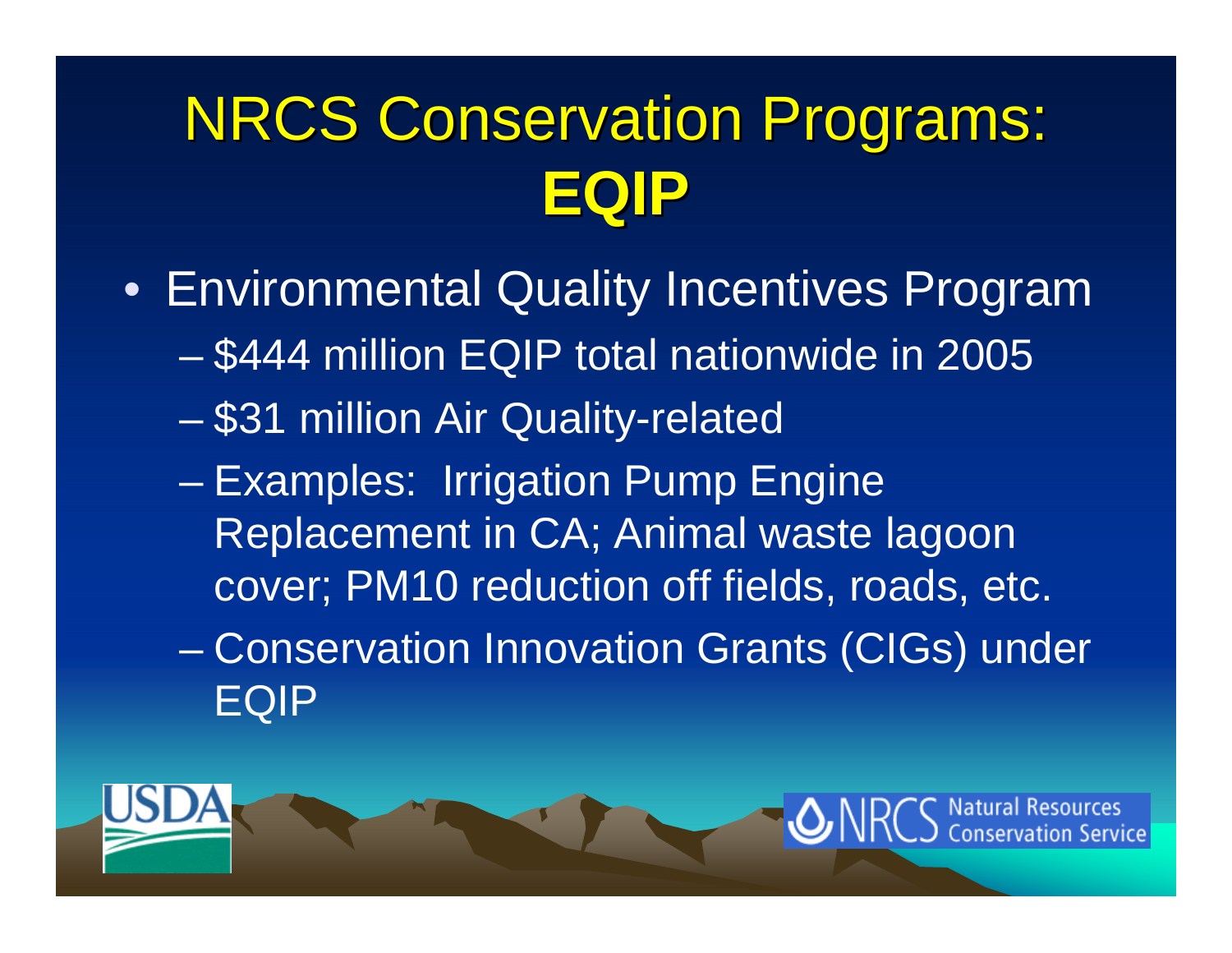# NRCS Conservation Programs: **EQIP**

- Environmental Quality Incentives Program
  - $444 million EQIP total nationwide in 2005
  - $31 million Air Quality-related
  - Examples: Irrigation Pump Engine Replacement in CA; Animal waste lagoon cover; PM10 reduction off fields, roads, etc.
  - Conservation Innovation Grants (CIGs) under EQIP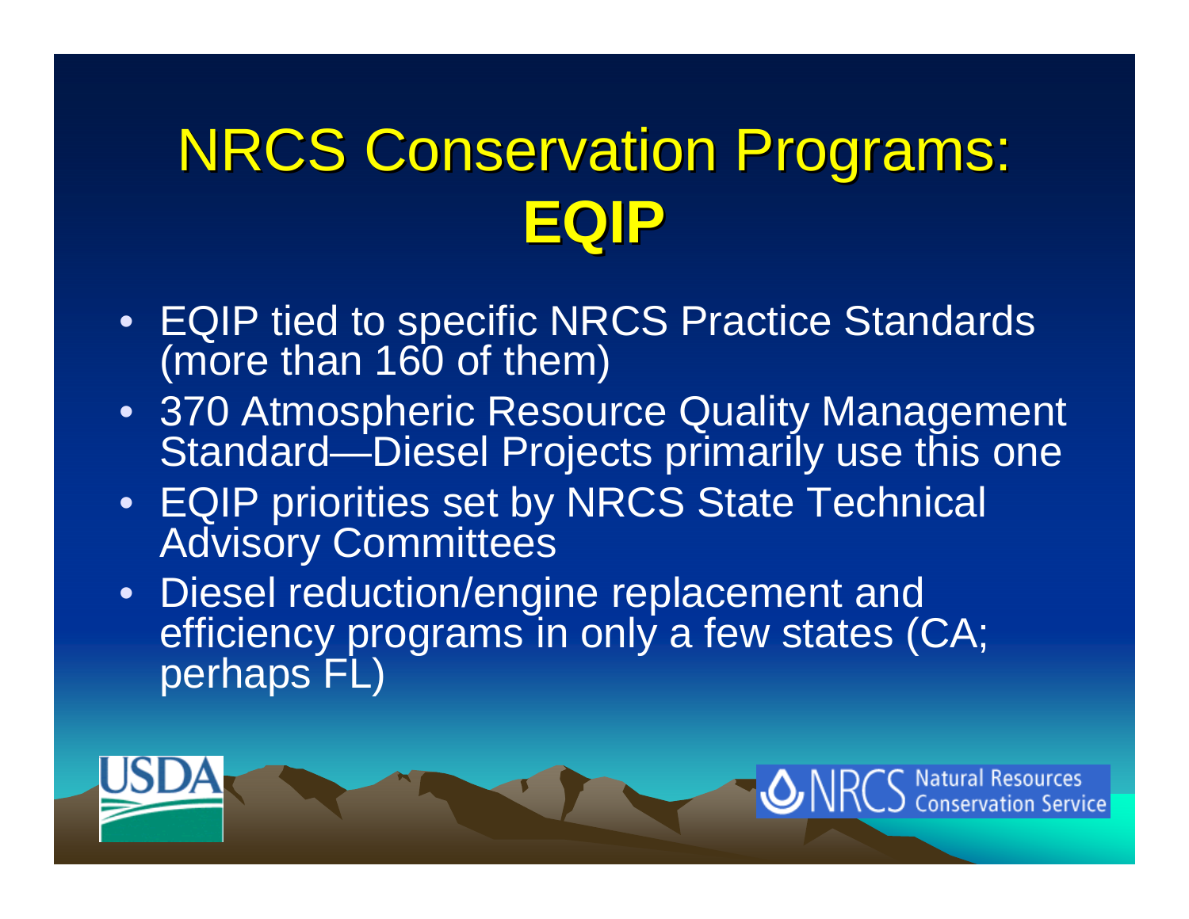# NRCS Conservation Programs: **EQIP**

- EQIP tied to specific NRCS Practice Standards (more than 160 of them)
- 370 Atmospheric Resource Quality Management Standard—Diesel Projects primarily use this one
- EQIP priorities set by NRCS State Technical Advisory Committees
- Diesel reduction/engine replacement and efficiency programs in only a few states (CA; perhaps FL)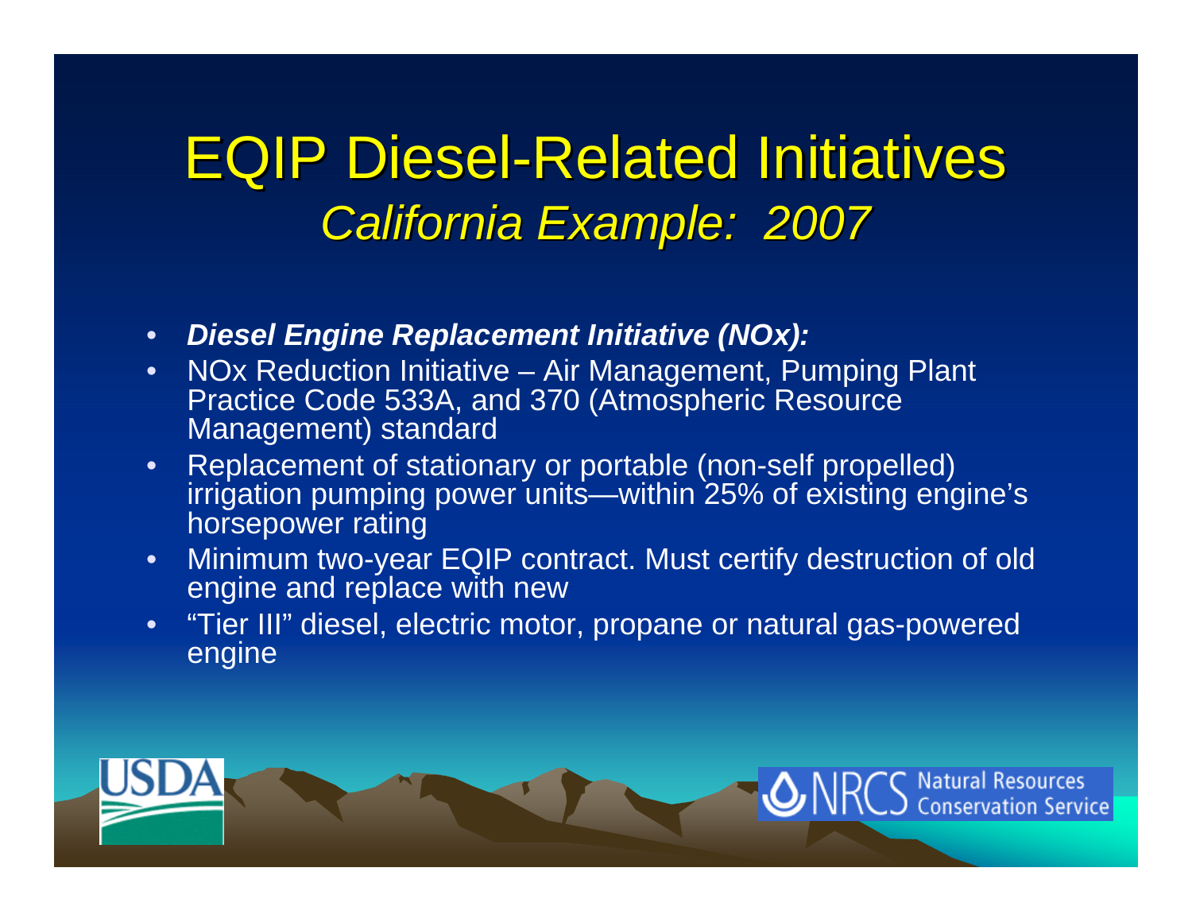# EQIP Diesel-Related Initiatives

## *California Example: 2007*

- ***Diesel Engine Replacement Initiative (NOx):***
- NOx Reduction Initiative – Air Management, Pumping Plant Practice Code 533A, and 370 (Atmospheric Resource Management) standard
- Replacement of stationary or portable (non-self propelled) irrigation pumping power units—within 25% of existing engine's horsepower rating
- Minimum two-year EQIP contract. Must certify destruction of old engine and replace with new
- "Tier III" diesel, electric motor, propane or natural gas-powered engine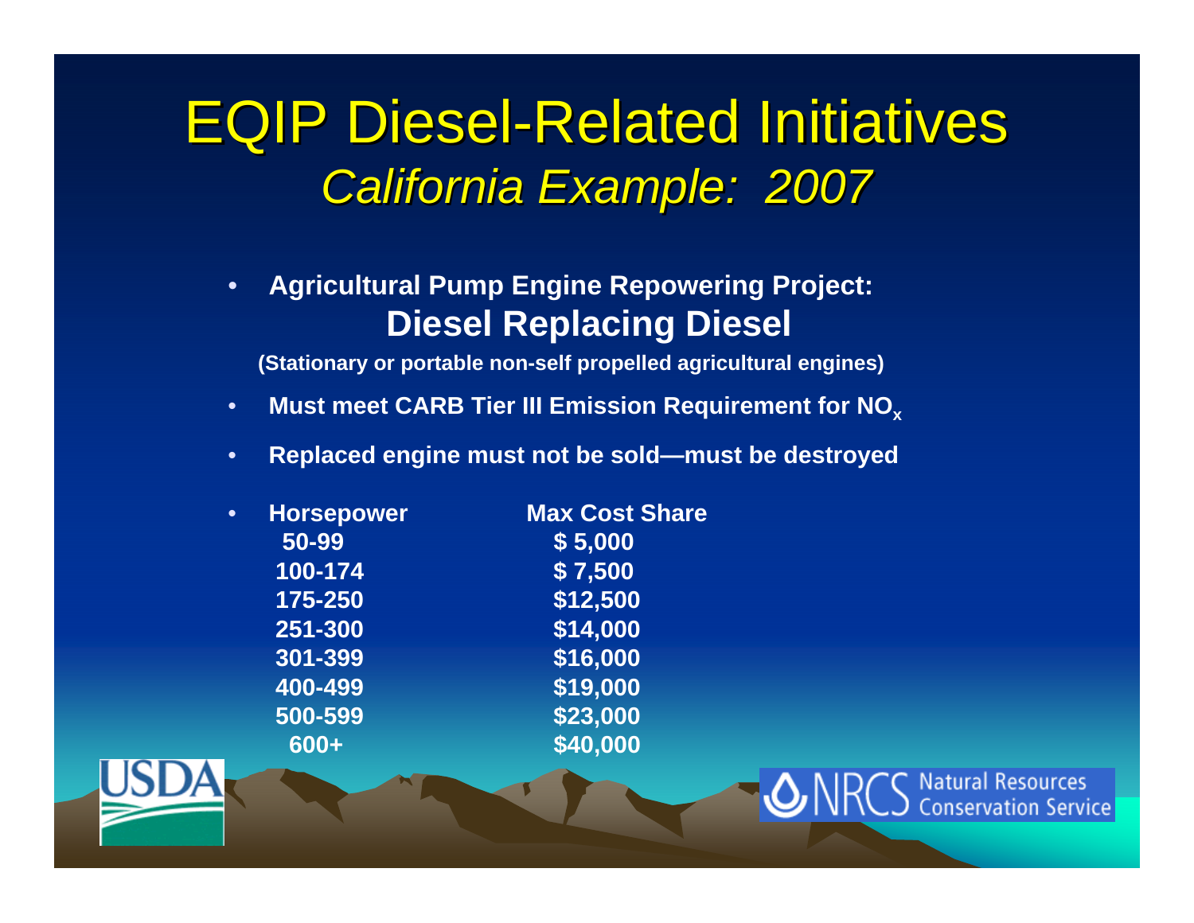# EQIP Diesel-Related Initiatives
## *California Example: 2007*

- **Agricultural Pump Engine Repowering Project:**
  **Diesel Replacing Diesel**

  **(Stationary or portable non-self propelled agricultural engines)**

- **Must meet CARB Tier III Emission Requirement for $NO_x$**
- **Replaced engine must not be sold—must be destroyed**
- **Horsepower / Max Cost Share**

| Horsepower | Max Cost Share |
|---|---|
| 50-99 | $ 5,000 |
| 100-174 | $ 7,500 |
| 175-250 | $12,500 |
| 251-300 | $14,000 |
| 301-399 | $16,000 |
| 400-499 | $19,000 |
| 500-599 | $23,000 |
| 600+ | $40,000 |

USDA

NRCS Natural Resources Conservation Service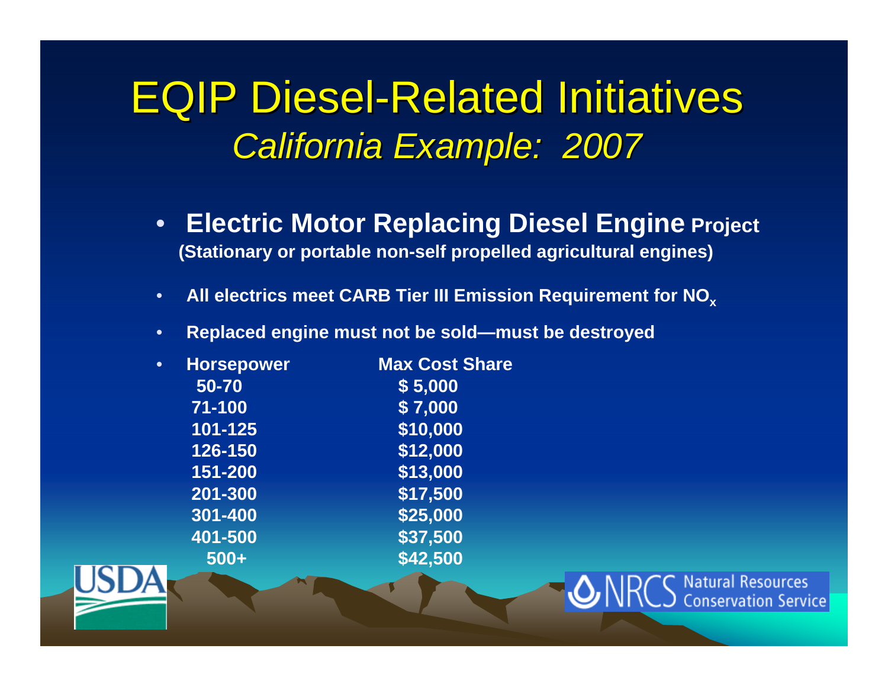# EQIP Diesel-Related Initiatives

## *California Example: 2007*

- **Electric Motor Replacing Diesel Engine Project**
  **(Stationary or portable non-self propelled agricultural engines)**
- **All electrics meet CARB Tier III Emission Requirement for $NO_x$**
- **Replaced engine must not be sold—must be destroyed**
- **Horsepower / Max Cost Share**

| Horsepower | Max Cost Share |
|---|---|
| 50-70 | $ 5,000 |
| 71-100 | $ 7,000 |
| 101-125 | $10,000 |
| 126-150 | $12,000 |
| 151-200 | $13,000 |
| 201-300 | $17,500 |
| 301-400 | $25,000 |
| 401-500 | $37,500 |
| 500+ | $42,500 |

USDA

NRCS Natural Resources Conservation Service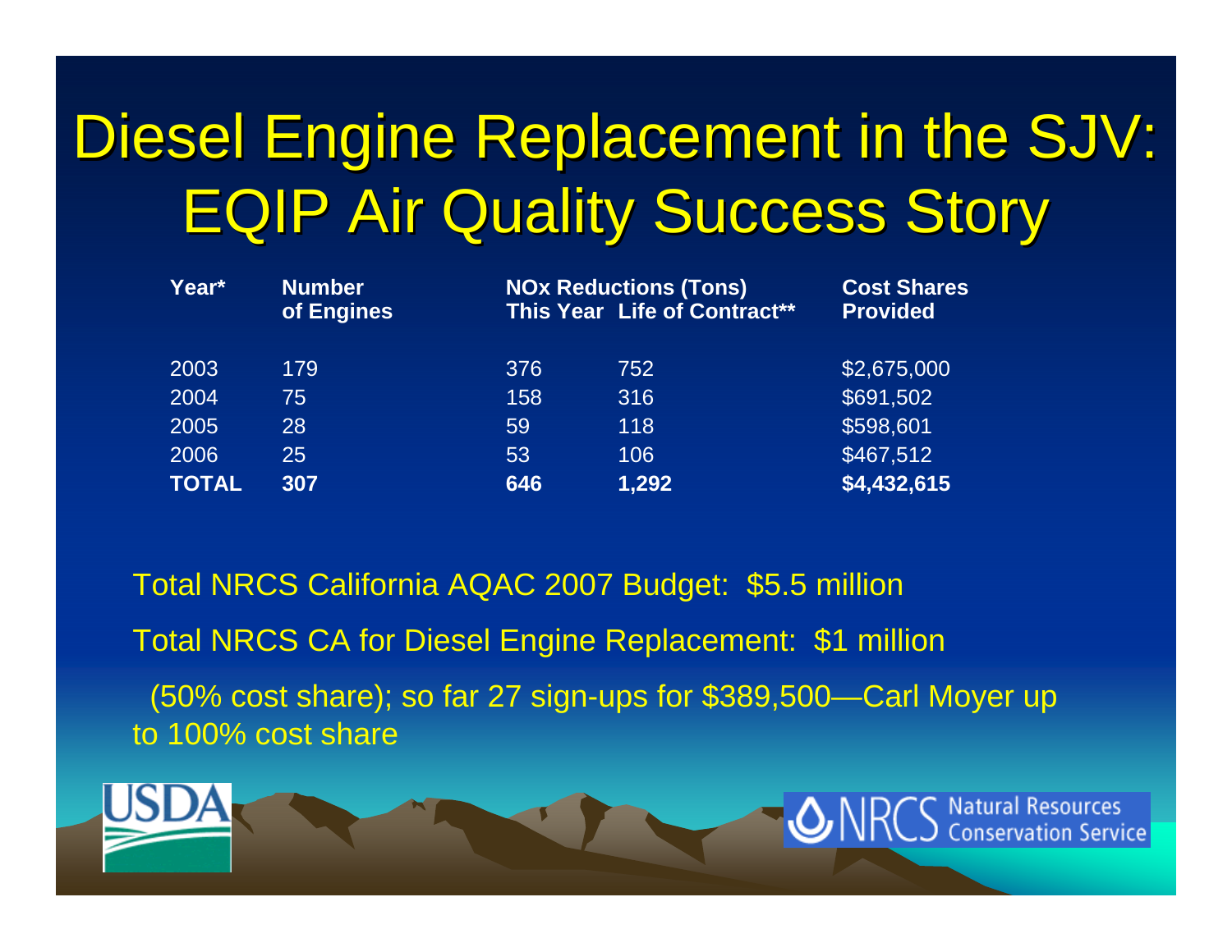# Diesel Engine Replacement in the SJV: EQIP Air Quality Success Story

| Year* | Number of Engines | NOx Reductions (Tons) This Year | Life of Contract** | Cost Shares Provided |
|---|---|---|---|---|
| 2003 | 179 | 376 | 752 | $2,675,000 |
| 2004 | 75 | 158 | 316 | $691,502 |
| 2005 | 28 | 59 | 118 | $598,601 |
| 2006 | 25 | 53 | 106 | $467,512 |
| **TOTAL** | **307** | **646** | **1,292** | **$4,432,615** |

Total NRCS California AQAC 2007 Budget: $5.5 million

Total NRCS CA for Diesel Engine Replacement: $1 million

(50% cost share); so far 27 sign-ups for $389,500—Carl Moyer up to 100% cost share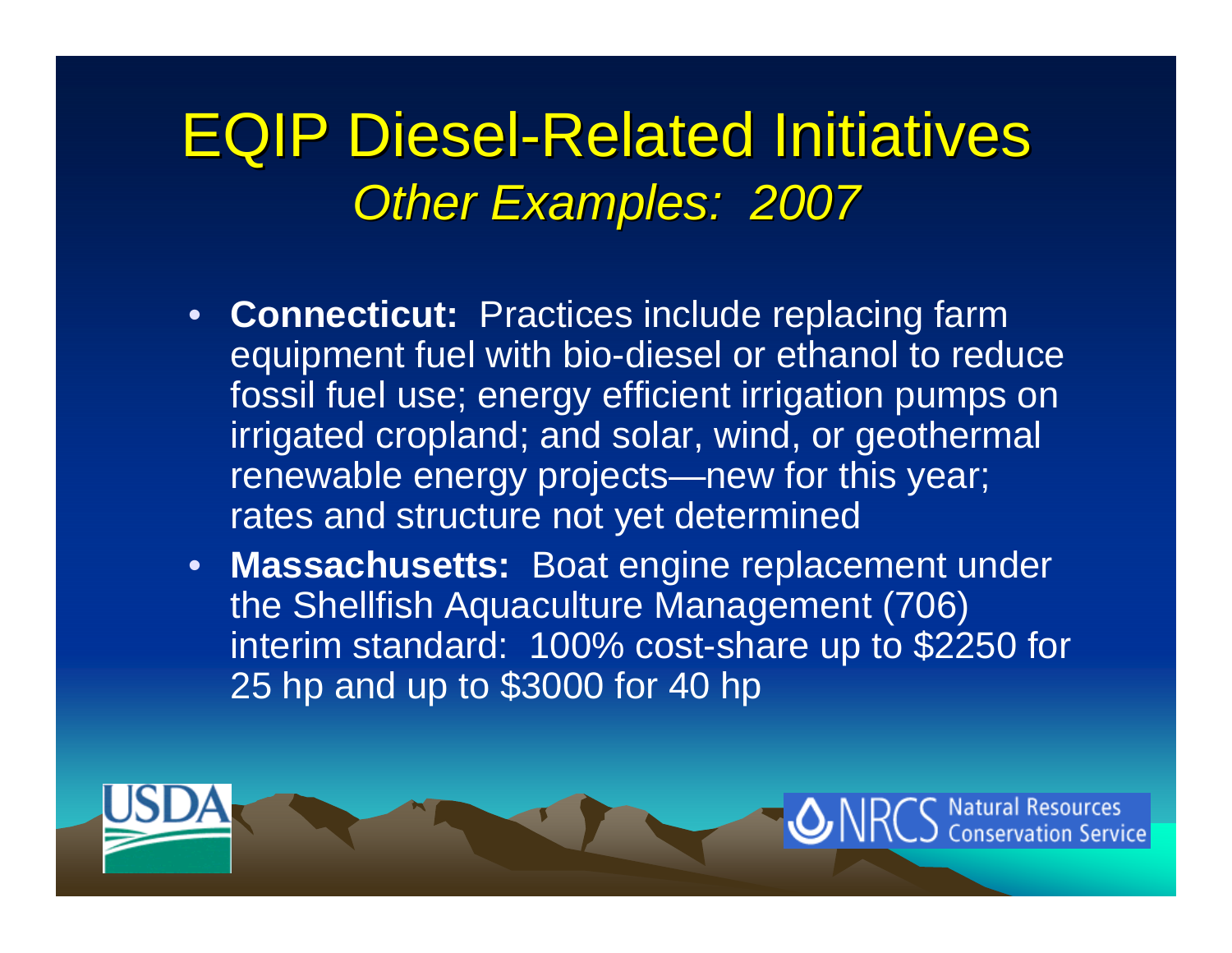# EQIP Diesel-Related Initiatives

## *Other Examples: 2007*

- **Connecticut:** Practices include replacing farm equipment fuel with bio-diesel or ethanol to reduce fossil fuel use; energy efficient irrigation pumps on irrigated cropland; and solar, wind, or geothermal renewable energy projects—new for this year; rates and structure not yet determined
- **Massachusetts:** Boat engine replacement under the Shellfish Aquaculture Management (706) interim standard: 100% cost-share up to $2250 for 25 hp and up to $3000 for 40 hp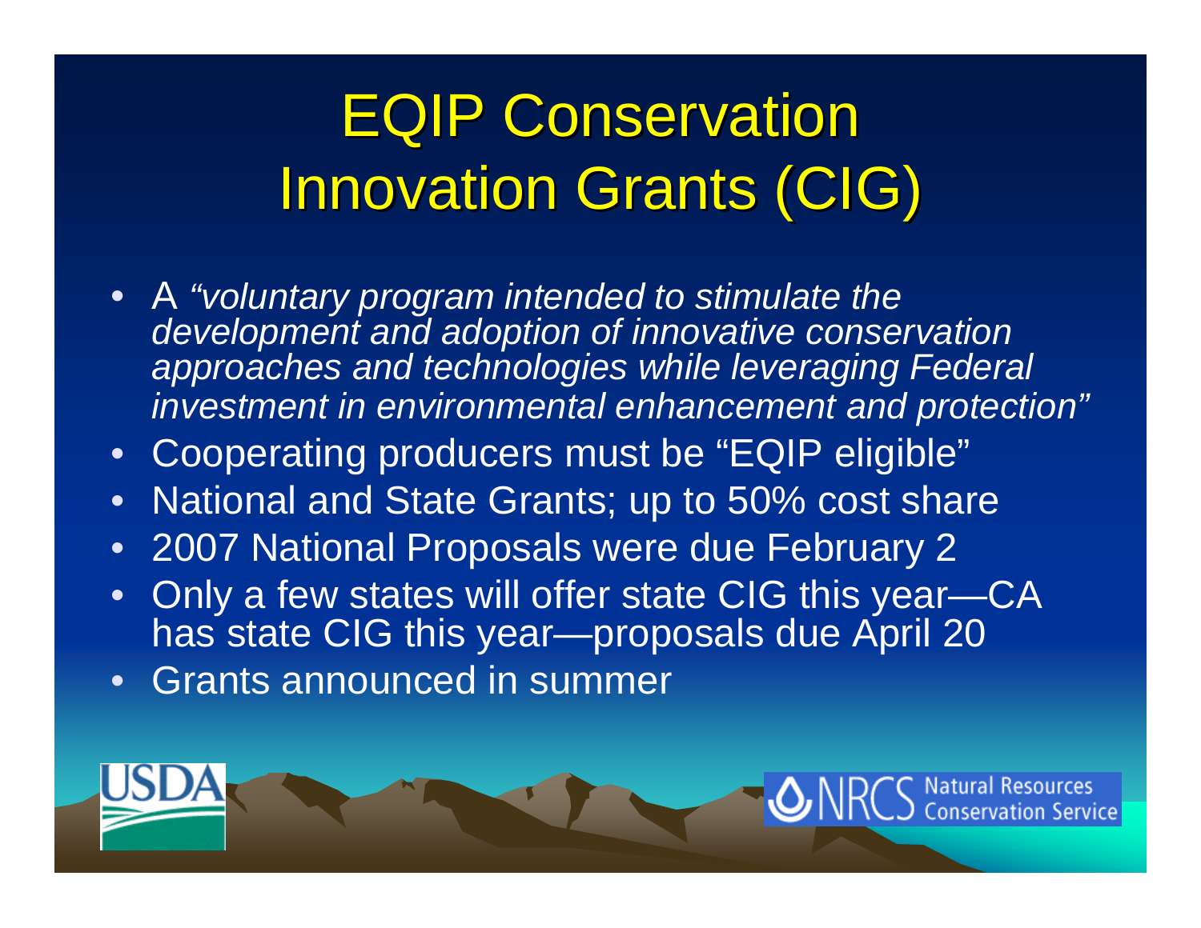# EQIP Conservation Innovation Grants (CIG)

- A *"voluntary program intended to stimulate the development and adoption of innovative conservation approaches and technologies while leveraging Federal investment in environmental enhancement and protection"*
- Cooperating producers must be "EQIP eligible"
- National and State Grants; up to 50% cost share
- 2007 National Proposals were due February 2
- Only a few states will offer state CIG this year—CA has state CIG this year—proposals due April 20
- Grants announced in summer

USDA

NRCS Natural Resources Conservation Service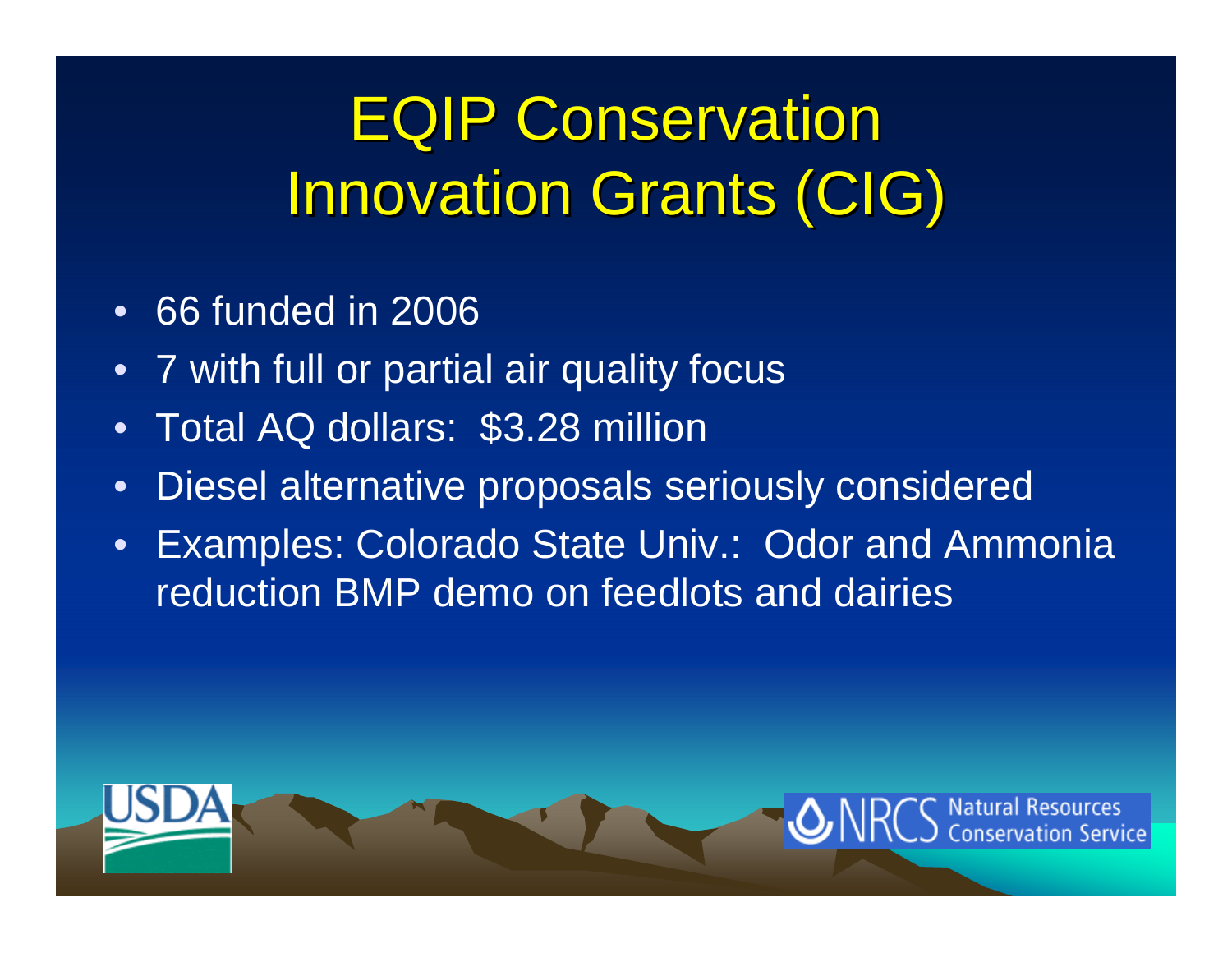# EQIP Conservation Innovation Grants (CIG)

- 66 funded in 2006
- 7 with full or partial air quality focus
- Total AQ dollars: $3.28 million
- Diesel alternative proposals seriously considered
- Examples: Colorado State Univ.: Odor and Ammonia reduction BMP demo on feedlots and dairies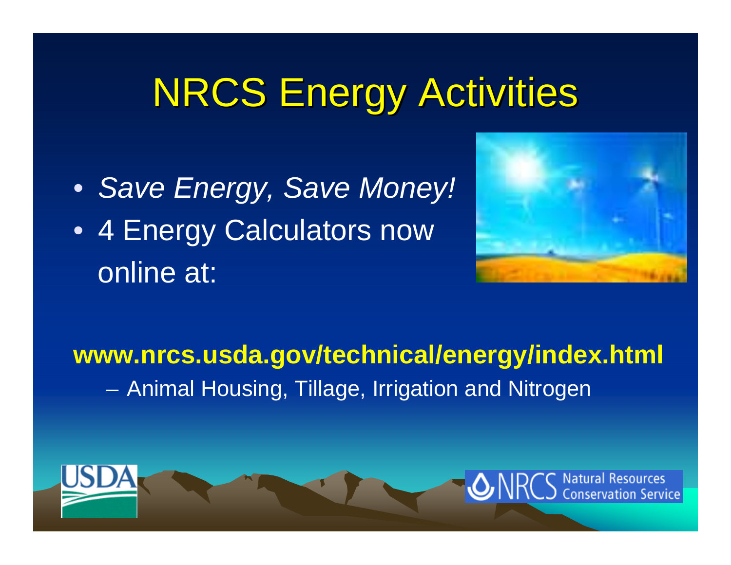# NRCS Energy Activities

- *Save Energy, Save Money!*
- 4 Energy Calculators now online at:

**www.nrcs.usda.gov/technical/energy/index.html**

– Animal Housing, Tillage, Irrigation and Nitrogen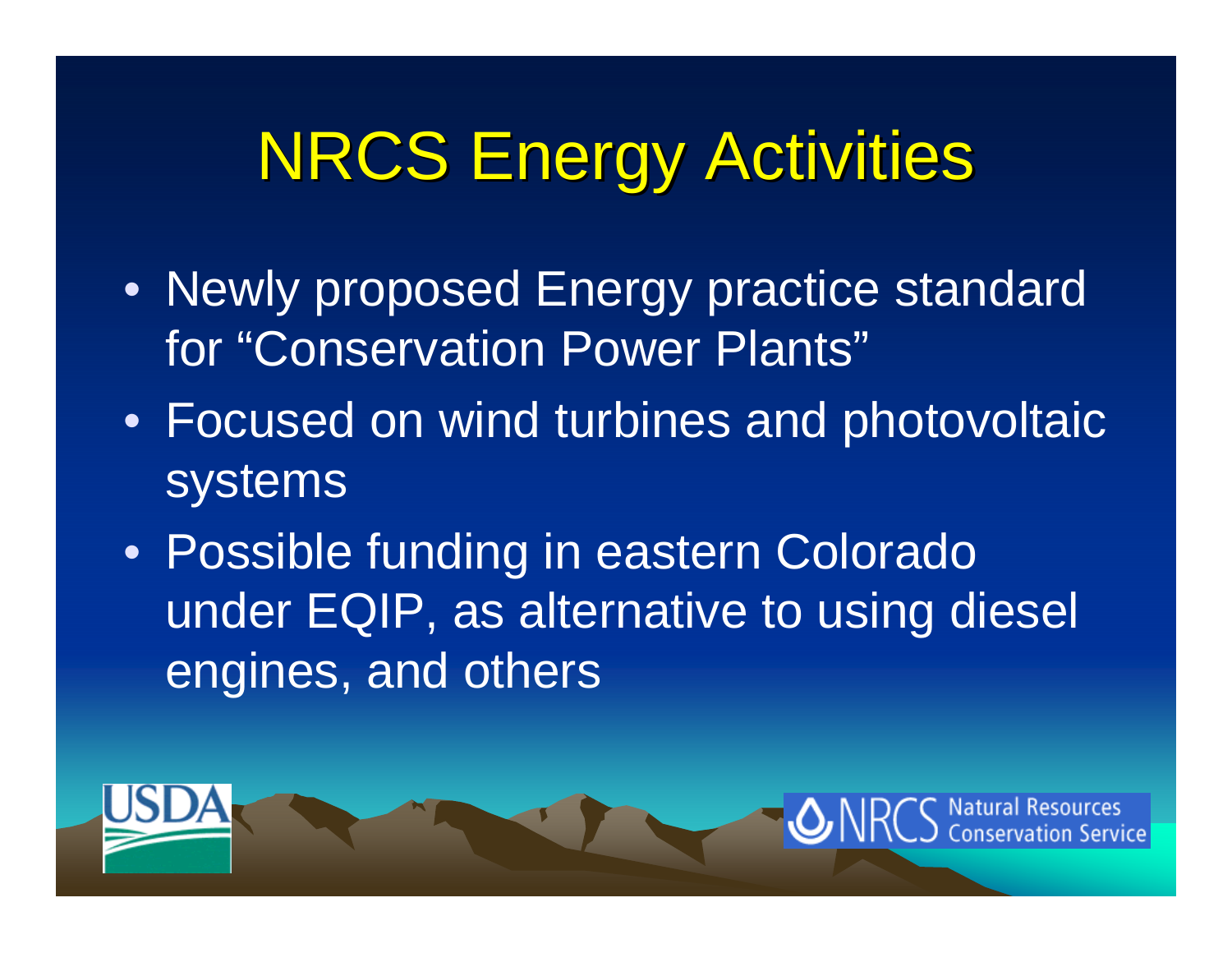# NRCS Energy Activities

- Newly proposed Energy practice standard for "Conservation Power Plants"
- Focused on wind turbines and photovoltaic systems
- Possible funding in eastern Colorado under EQIP, as alternative to using diesel engines, and others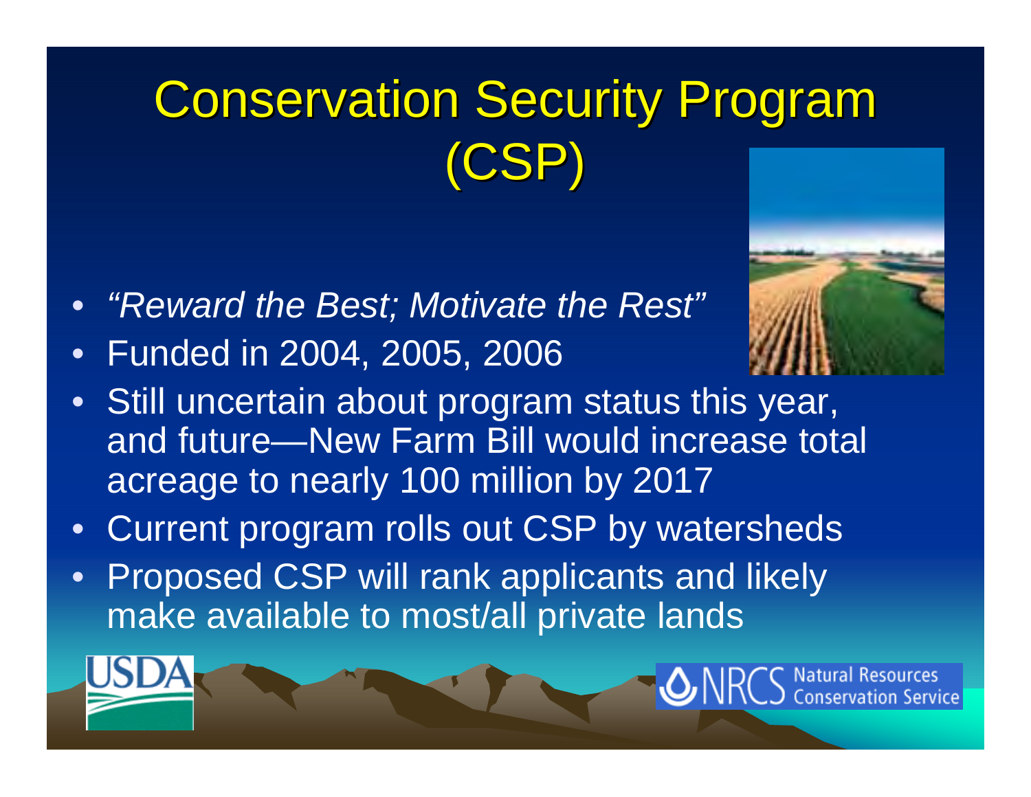# Conservation Security Program (CSP)

- *"Reward the Best; Motivate the Rest"*
- Funded in 2004, 2005, 2006
- Still uncertain about program status this year, and future—New Farm Bill would increase total acreage to nearly 100 million by 2017
- Current program rolls out CSP by watersheds
- Proposed CSP will rank applicants and likely make available to most/all private lands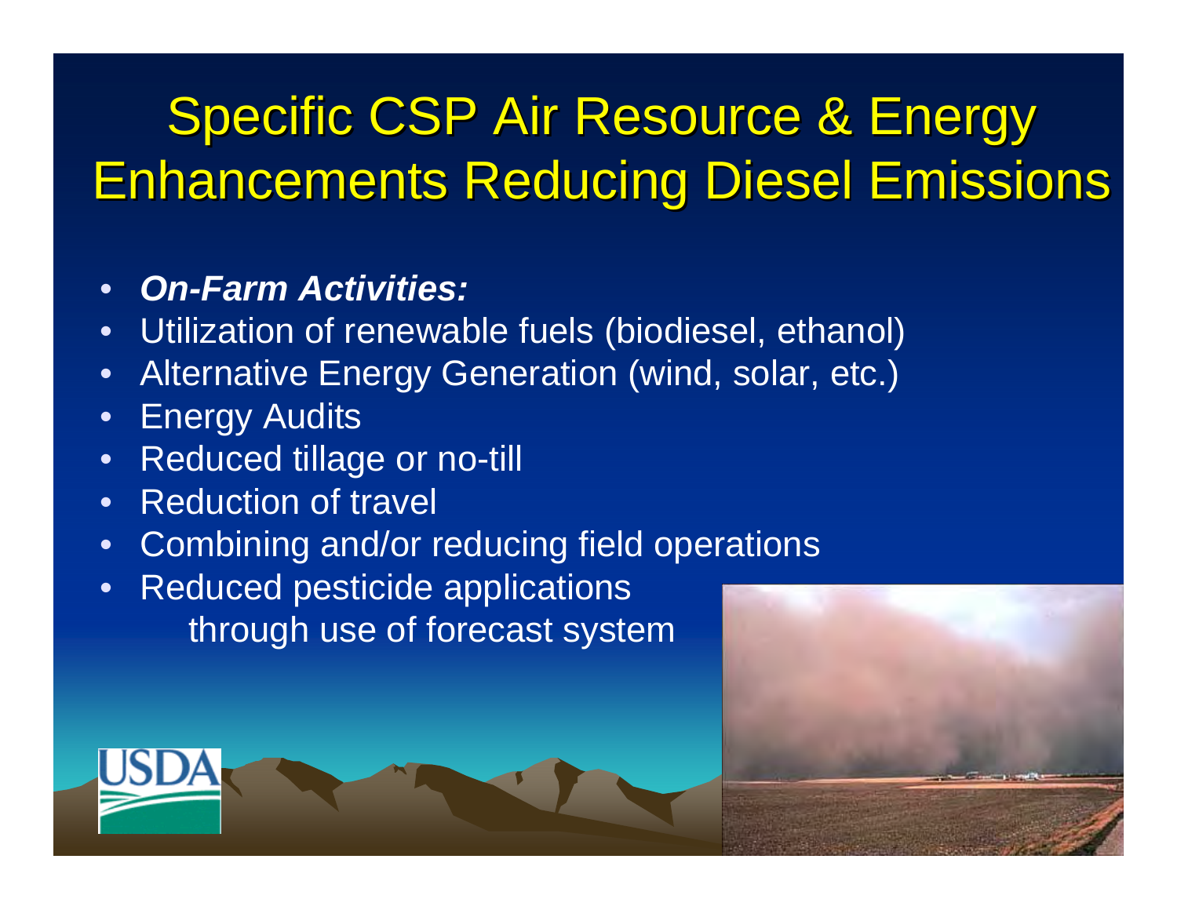# Specific CSP Air Resource & Energy Enhancements Reducing Diesel Emissions

- ***On-Farm Activities:***
- Utilization of renewable fuels (biodiesel, ethanol)
- Alternative Energy Generation (wind, solar, etc.)
- Energy Audits
- Reduced tillage or no-till
- Reduction of travel
- Combining and/or reducing field operations
- Reduced pesticide applications through use of forecast system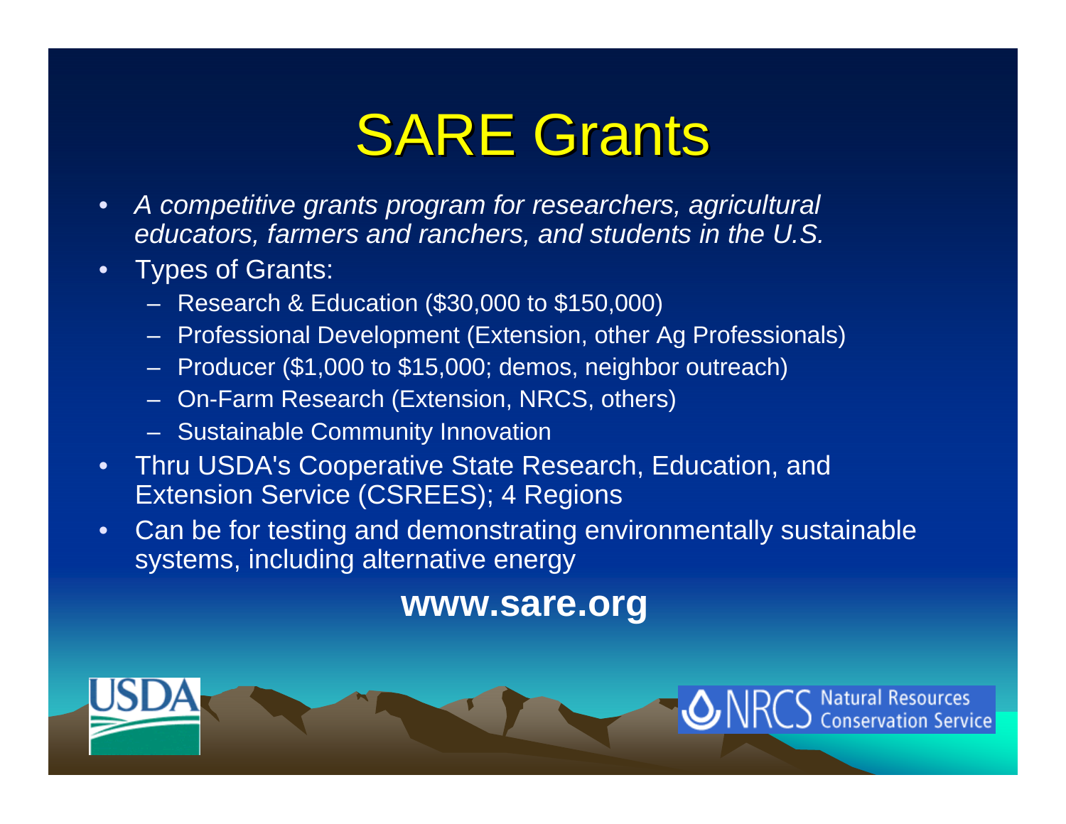# SARE Grants

- *A competitive grants program for researchers, agricultural educators, farmers and ranchers, and students in the U.S.*
- Types of Grants:
  - Research & Education ($30,000 to $150,000)
  - Professional Development (Extension, other Ag Professionals)
  - Producer ($1,000 to $15,000; demos, neighbor outreach)
  - On-Farm Research (Extension, NRCS, others)
  - Sustainable Community Innovation
- Thru USDA's Cooperative State Research, Education, and Extension Service (CSREES); 4 Regions
- Can be for testing and demonstrating environmentally sustainable systems, including alternative energy

**www.sare.org**

USDA

NRCS Natural Resources Conservation Service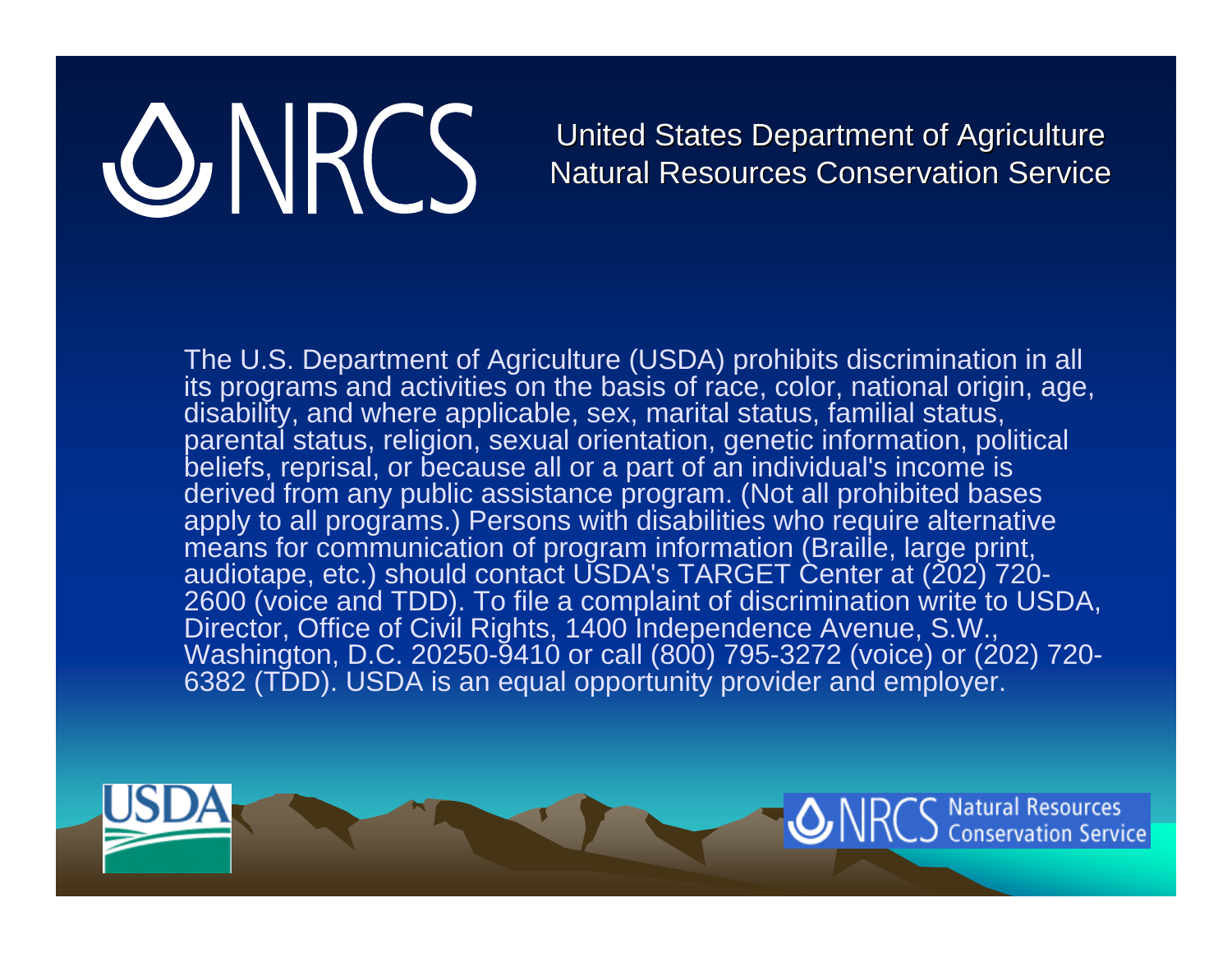United States Department of Agriculture
Natural Resources Conservation Service

The U.S. Department of Agriculture (USDA) prohibits discrimination in all its programs and activities on the basis of race, color, national origin, age, disability, and where applicable, sex, marital status, familial status, parental status, religion, sexual orientation, genetic information, political beliefs, reprisal, or because all or a part of an individual's income is derived from any public assistance program. (Not all prohibited bases apply to all programs.) Persons with disabilities who require alternative means for communication of program information (Braille, large print, audiotape, etc.) should contact USDA's TARGET Center at (202) 720-2600 (voice and TDD). To file a complaint of discrimination write to USDA, Director, Office of Civil Rights, 1400 Independence Avenue, S.W., Washington, D.C. 20250-9410 or call (800) 795-3272 (voice) or (202) 720-6382 (TDD). USDA is an equal opportunity provider and employer.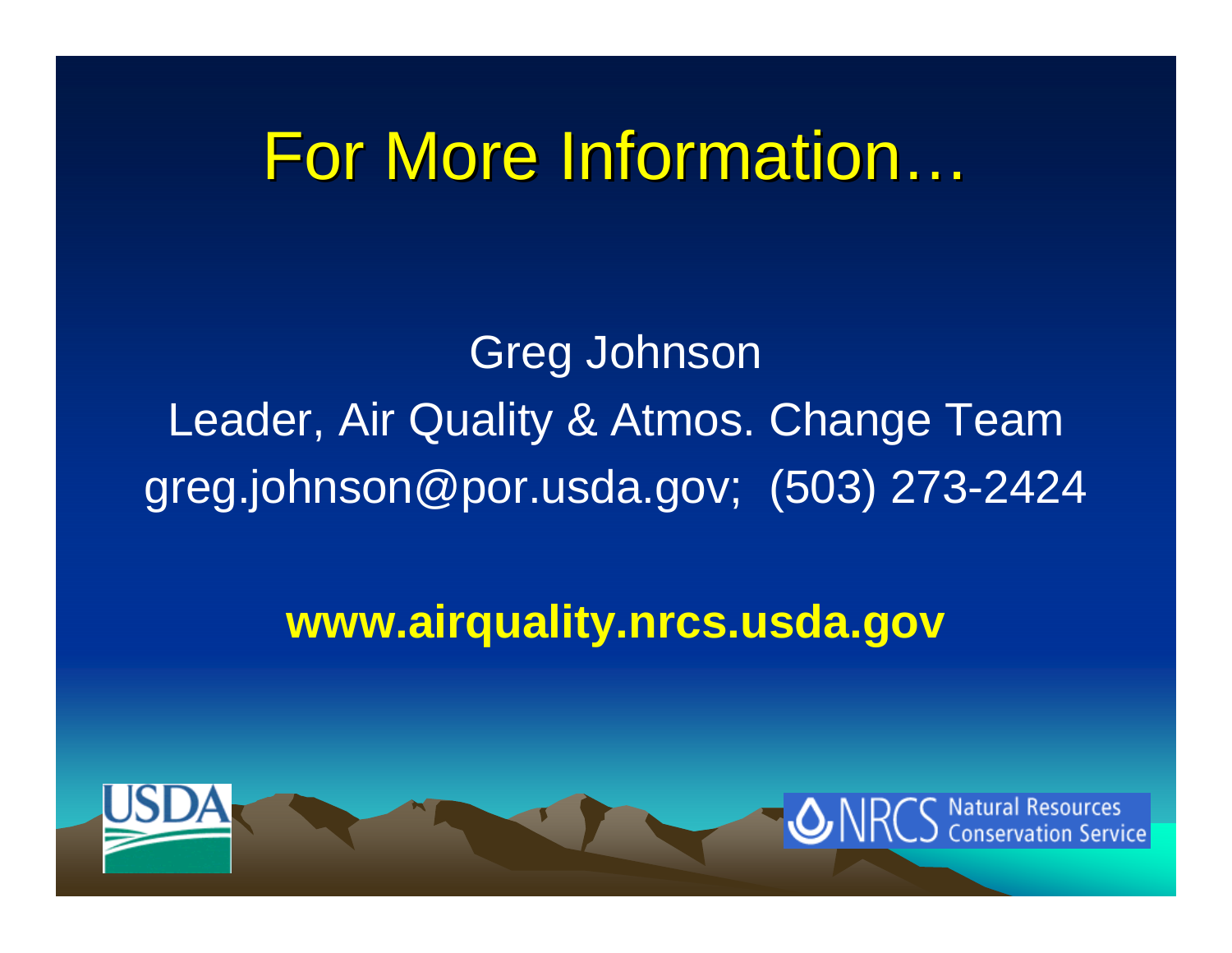# For More Information…

Greg Johnson

Leader, Air Quality & Atmos. Change Team

greg.johnson@por.usda.gov; (503) 273-2424

**www.airquality.nrcs.usda.gov**

USDA

NRCS Natural Resources Conservation Service